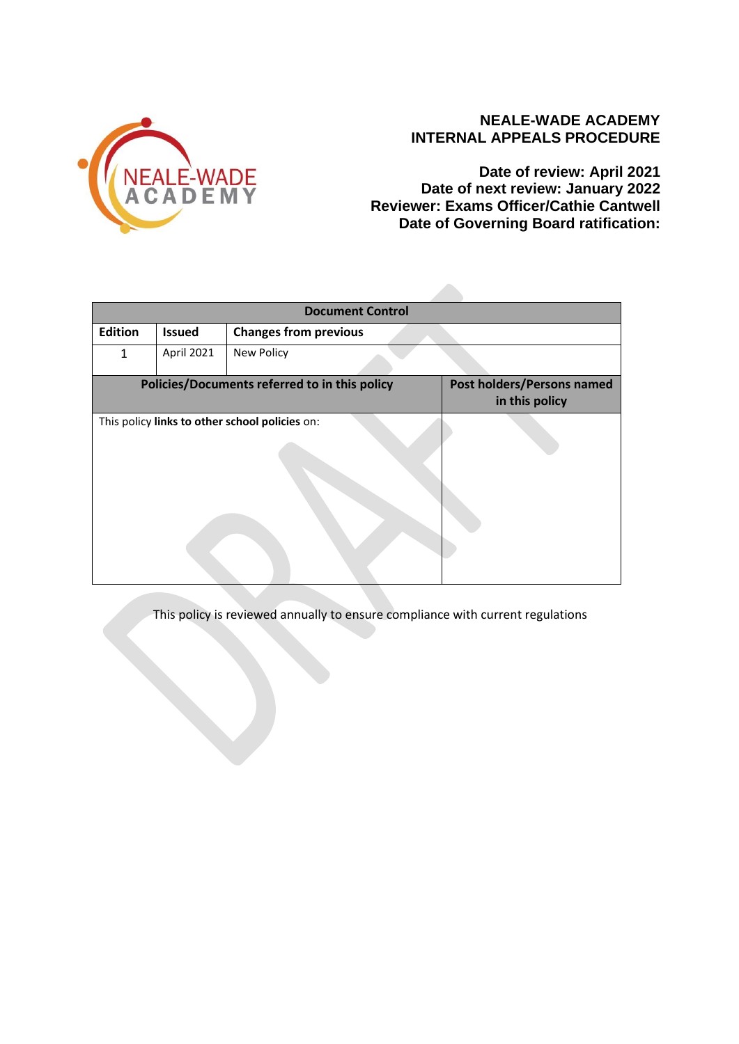**NEALE-WADE ACADEMY**
**INTERNAL APPEALS PROCEDURE**

**Date of review: April 2021**
**Date of next review: January 2022**
**Reviewer: Exams Officer/Cathie Cantwell**
**Date of Governing Board ratification:**

| Document Control | | |
|---|---|---|
| **Edition** | **Issued** | **Changes from previous** |
| 1 | April 2021 | New Policy |

| Policies/Documents referred to in this policy | Post holders/Persons named in this policy |
|---|---|
| This policy **links to other school policies** on: | |

This policy is reviewed annually to ensure compliance with current regulations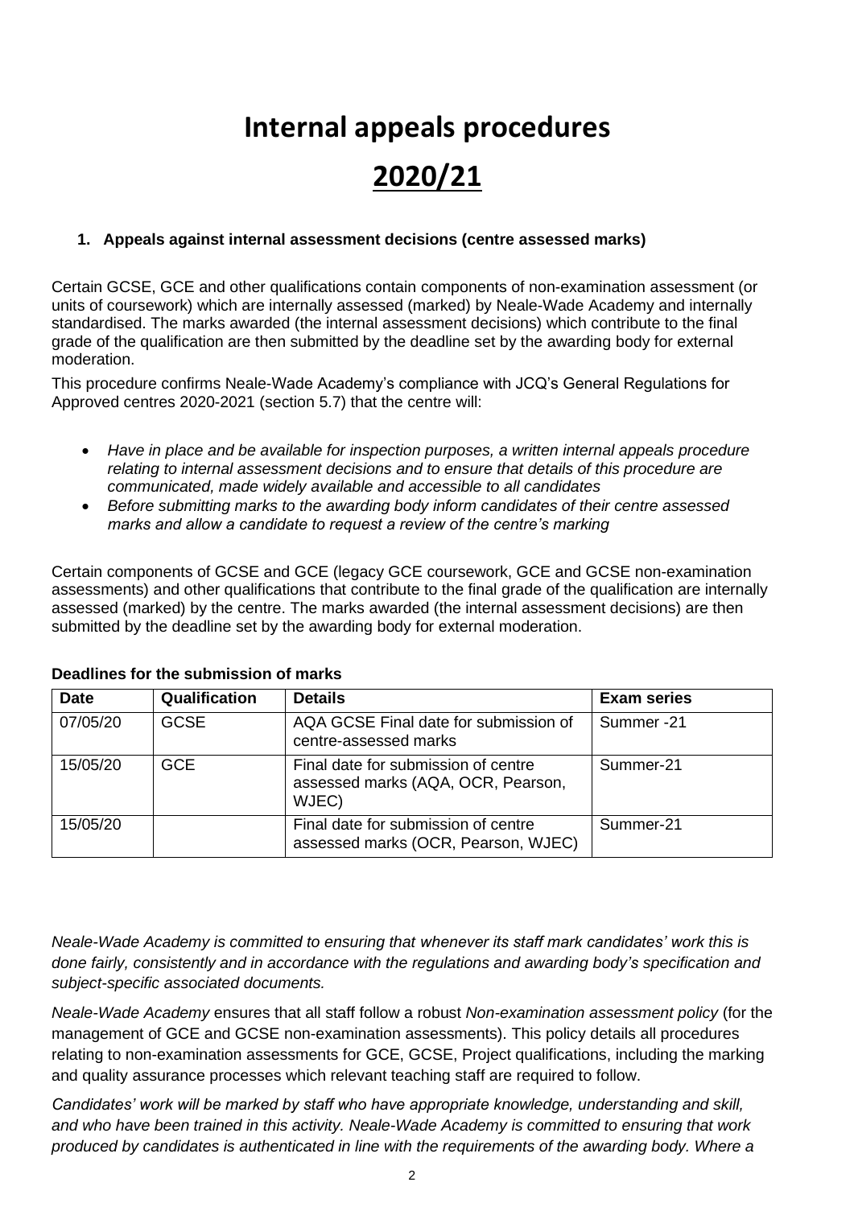# Internal appeals procedures

# 2020/21

### 1. Appeals against internal assessment decisions (centre assessed marks)

Certain GCSE, GCE and other qualifications contain components of non-examination assessment (or units of coursework) which are internally assessed (marked) by Neale-Wade Academy and internally standardised. The marks awarded (the internal assessment decisions) which contribute to the final grade of the qualification are then submitted by the deadline set by the awarding body for external moderation.

This procedure confirms Neale-Wade Academy's compliance with JCQ's General Regulations for Approved centres 2020-2021 (section 5.7) that the centre will:

- *Have in place and be available for inspection purposes, a written internal appeals procedure relating to internal assessment decisions and to ensure that details of this procedure are communicated, made widely available and accessible to all candidates*
- *Before submitting marks to the awarding body inform candidates of their centre assessed marks and allow a candidate to request a review of the centre's marking*

Certain components of GCSE and GCE (legacy GCE coursework, GCE and GCSE non-examination assessments) and other qualifications that contribute to the final grade of the qualification are internally assessed (marked) by the centre. The marks awarded (the internal assessment decisions) are then submitted by the deadline set by the awarding body for external moderation.

**Deadlines for the submission of marks**

| Date | Qualification | Details | Exam series |
|---|---|---|---|
| 07/05/20 | GCSE | AQA GCSE Final date for submission of centre-assessed marks | Summer -21 |
| 15/05/20 | GCE | Final date for submission of centre assessed marks (AQA, OCR, Pearson, WJEC) | Summer-21 |
| 15/05/20 | | Final date for submission of centre assessed marks (OCR, Pearson, WJEC) | Summer-21 |

*Neale-Wade Academy is committed to ensuring that whenever its staff mark candidates' work this is done fairly, consistently and in accordance with the regulations and awarding body's specification and subject-specific associated documents.*

*Neale-Wade Academy* ensures that all staff follow a robust *Non-examination assessment policy* (for the management of GCE and GCSE non-examination assessments). This policy details all procedures relating to non-examination assessments for GCE, GCSE, Project qualifications, including the marking and quality assurance processes which relevant teaching staff are required to follow.

*Candidates' work will be marked by staff who have appropriate knowledge, understanding and skill, and who have been trained in this activity. Neale-Wade Academy is committed to ensuring that work produced by candidates is authenticated in line with the requirements of the awarding body. Where a*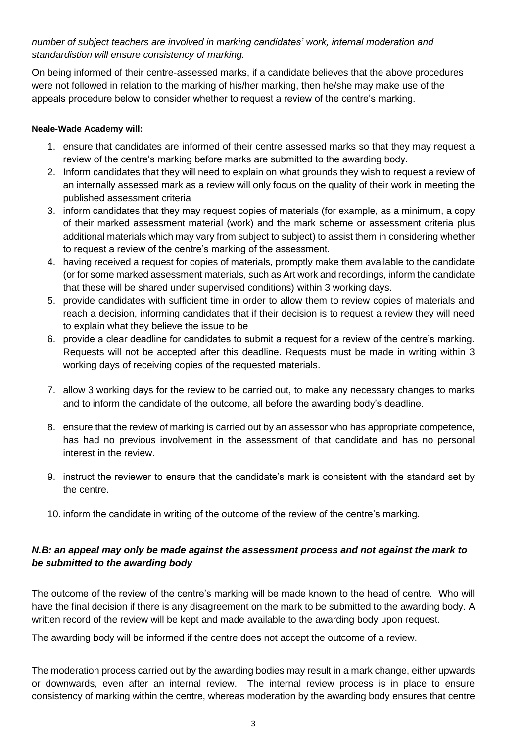*number of subject teachers are involved in marking candidates' work, internal moderation and standardistion will ensure consistency of marking.*

On being informed of their centre-assessed marks, if a candidate believes that the above procedures were not followed in relation to the marking of his/her marking, then he/she may make use of the appeals procedure below to consider whether to request a review of the centre's marking.

**Neale-Wade Academy will:**

1. ensure that candidates are informed of their centre assessed marks so that they may request a review of the centre's marking before marks are submitted to the awarding body.
2. Inform candidates that they will need to explain on what grounds they wish to request a review of an internally assessed mark as a review will only focus on the quality of their work in meeting the published assessment criteria
3. inform candidates that they may request copies of materials (for example, as a minimum, a copy of their marked assessment material (work) and the mark scheme or assessment criteria plus additional materials which may vary from subject to subject) to assist them in considering whether to request a review of the centre's marking of the assessment.
4. having received a request for copies of materials, promptly make them available to the candidate (or for some marked assessment materials, such as Art work and recordings, inform the candidate that these will be shared under supervised conditions) within 3 working days.
5. provide candidates with sufficient time in order to allow them to review copies of materials and reach a decision, informing candidates that if their decision is to request a review they will need to explain what they believe the issue to be
6. provide a clear deadline for candidates to submit a request for a review of the centre's marking. Requests will not be accepted after this deadline. Requests must be made in writing within 3 working days of receiving copies of the requested materials.
7. allow 3 working days for the review to be carried out, to make any necessary changes to marks and to inform the candidate of the outcome, all before the awarding body's deadline.
8. ensure that the review of marking is carried out by an assessor who has appropriate competence, has had no previous involvement in the assessment of that candidate and has no personal interest in the review.
9. instruct the reviewer to ensure that the candidate's mark is consistent with the standard set by the centre.
10. inform the candidate in writing of the outcome of the review of the centre's marking.

***N.B: an appeal may only be made against the assessment process and not against the mark to be submitted to the awarding body***

The outcome of the review of the centre's marking will be made known to the head of centre. Who will have the final decision if there is any disagreement on the mark to be submitted to the awarding body. A written record of the review will be kept and made available to the awarding body upon request.

The awarding body will be informed if the centre does not accept the outcome of a review.

The moderation process carried out by the awarding bodies may result in a mark change, either upwards or downwards, even after an internal review. The internal review process is in place to ensure consistency of marking within the centre, whereas moderation by the awarding body ensures that centre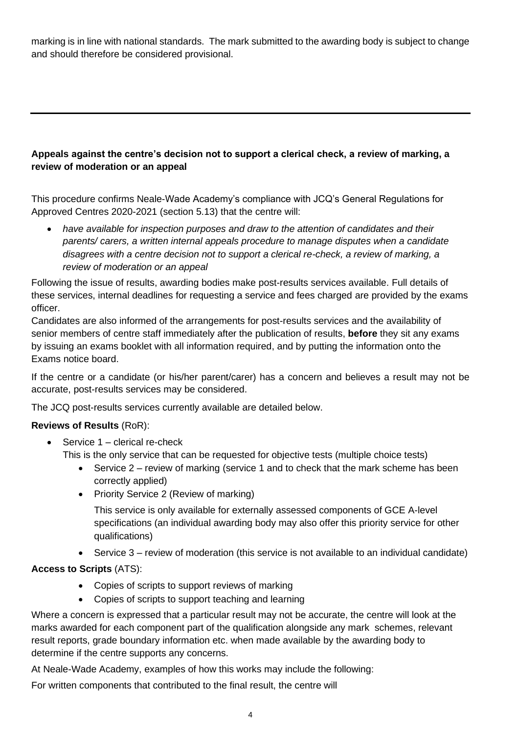marking is in line with national standards. The mark submitted to the awarding body is subject to change and should therefore be considered provisional.

---

**Appeals against the centre's decision not to support a clerical check, a review of marking, a review of moderation or an appeal**

This procedure confirms Neale-Wade Academy's compliance with JCQ's General Regulations for Approved Centres 2020-2021 (section 5.13) that the centre will:

- *have available for inspection purposes and draw to the attention of candidates and their parents/ carers, a written internal appeals procedure to manage disputes when a candidate disagrees with a centre decision not to support a clerical re-check, a review of marking, a review of moderation or an appeal*

Following the issue of results, awarding bodies make post-results services available. Full details of these services, internal deadlines for requesting a service and fees charged are provided by the exams officer.

Candidates are also informed of the arrangements for post-results services and the availability of senior members of centre staff immediately after the publication of results, **before** they sit any exams by issuing an exams booklet with all information required, and by putting the information onto the Exams notice board.

If the centre or a candidate (or his/her parent/carer) has a concern and believes a result may not be accurate, post-results services may be considered.

The JCQ post-results services currently available are detailed below.

**Reviews of Results** (RoR):

- Service 1 – clerical re-check
  This is the only service that can be requested for objective tests (multiple choice tests)
  - Service 2 – review of marking (service 1 and to check that the mark scheme has been correctly applied)
  - Priority Service 2 (Review of marking)

    This service is only available for externally assessed components of GCE A-level specifications (an individual awarding body may also offer this priority service for other qualifications)
  - Service 3 – review of moderation (this service is not available to an individual candidate)

**Access to Scripts** (ATS):

- Copies of scripts to support reviews of marking
- Copies of scripts to support teaching and learning

Where a concern is expressed that a particular result may not be accurate, the centre will look at the marks awarded for each component part of the qualification alongside any mark schemes, relevant result reports, grade boundary information etc. when made available by the awarding body to determine if the centre supports any concerns.

At Neale-Wade Academy, examples of how this works may include the following:

For written components that contributed to the final result, the centre will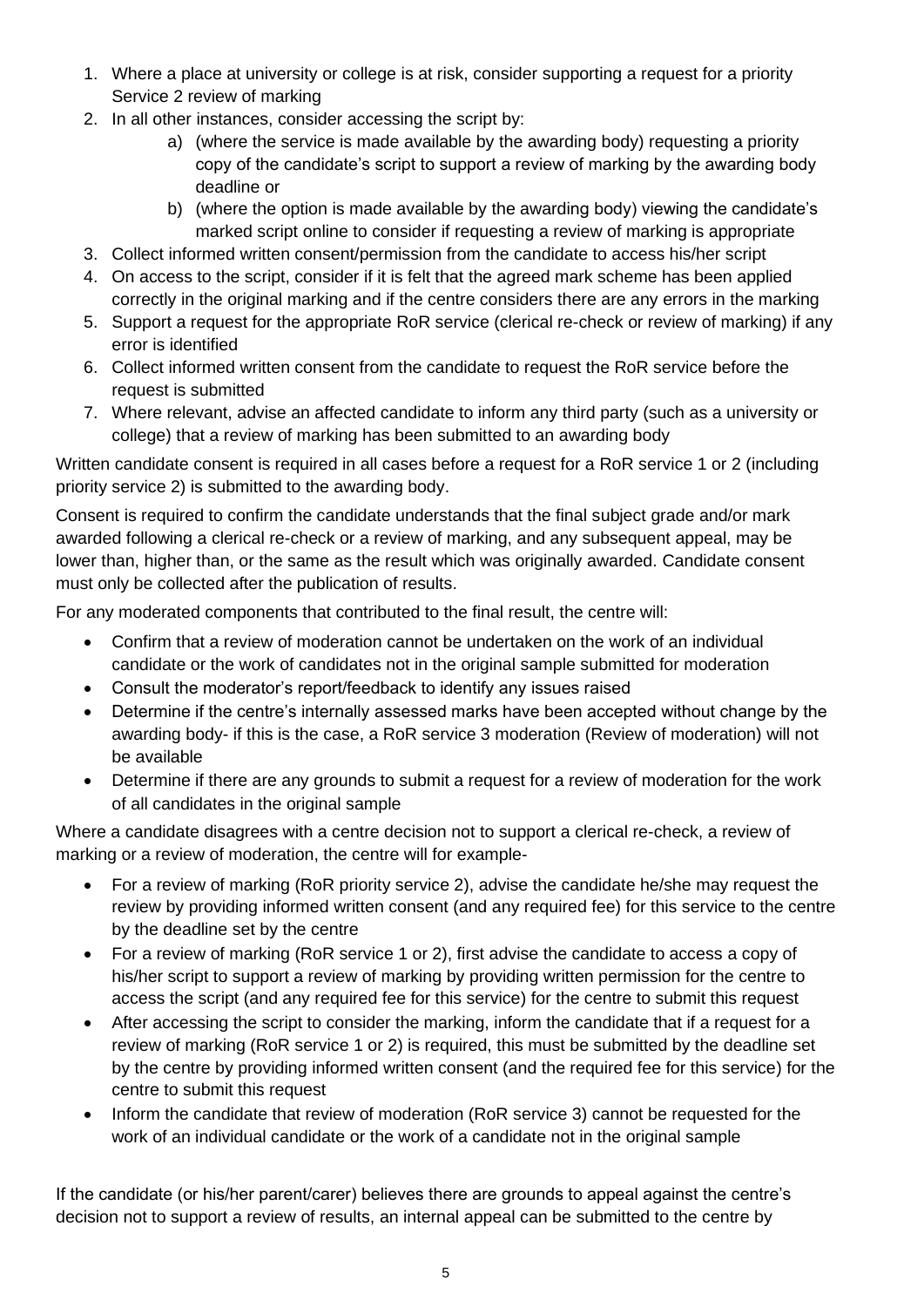1. Where a place at university or college is at risk, consider supporting a request for a priority Service 2 review of marking
2. In all other instances, consider accessing the script by:
    a) (where the service is made available by the awarding body) requesting a priority copy of the candidate's script to support a review of marking by the awarding body deadline or
    b) (where the option is made available by the awarding body) viewing the candidate's marked script online to consider if requesting a review of marking is appropriate
3. Collect informed written consent/permission from the candidate to access his/her script
4. On access to the script, consider if it is felt that the agreed mark scheme has been applied correctly in the original marking and if the centre considers there are any errors in the marking
5. Support a request for the appropriate RoR service (clerical re-check or review of marking) if any error is identified
6. Collect informed written consent from the candidate to request the RoR service before the request is submitted
7. Where relevant, advise an affected candidate to inform any third party (such as a university or college) that a review of marking has been submitted to an awarding body

Written candidate consent is required in all cases before a request for a RoR service 1 or 2 (including priority service 2) is submitted to the awarding body.

Consent is required to confirm the candidate understands that the final subject grade and/or mark awarded following a clerical re-check or a review of marking, and any subsequent appeal, may be lower than, higher than, or the same as the result which was originally awarded. Candidate consent must only be collected after the publication of results.

For any moderated components that contributed to the final result, the centre will:

- Confirm that a review of moderation cannot be undertaken on the work of an individual candidate or the work of candidates not in the original sample submitted for moderation
- Consult the moderator's report/feedback to identify any issues raised
- Determine if the centre's internally assessed marks have been accepted without change by the awarding body- if this is the case, a RoR service 3 moderation (Review of moderation) will not be available
- Determine if there are any grounds to submit a request for a review of moderation for the work of all candidates in the original sample

Where a candidate disagrees with a centre decision not to support a clerical re-check, a review of marking or a review of moderation, the centre will for example-

- For a review of marking (RoR priority service 2), advise the candidate he/she may request the review by providing informed written consent (and any required fee) for this service to the centre by the deadline set by the centre
- For a review of marking (RoR service 1 or 2), first advise the candidate to access a copy of his/her script to support a review of marking by providing written permission for the centre to access the script (and any required fee for this service) for the centre to submit this request
- After accessing the script to consider the marking, inform the candidate that if a request for a review of marking (RoR service 1 or 2) is required, this must be submitted by the deadline set by the centre by providing informed written consent (and the required fee for this service) for the centre to submit this request
- Inform the candidate that review of moderation (RoR service 3) cannot be requested for the work of an individual candidate or the work of a candidate not in the original sample

If the candidate (or his/her parent/carer) believes there are grounds to appeal against the centre's decision not to support a review of results, an internal appeal can be submitted to the centre by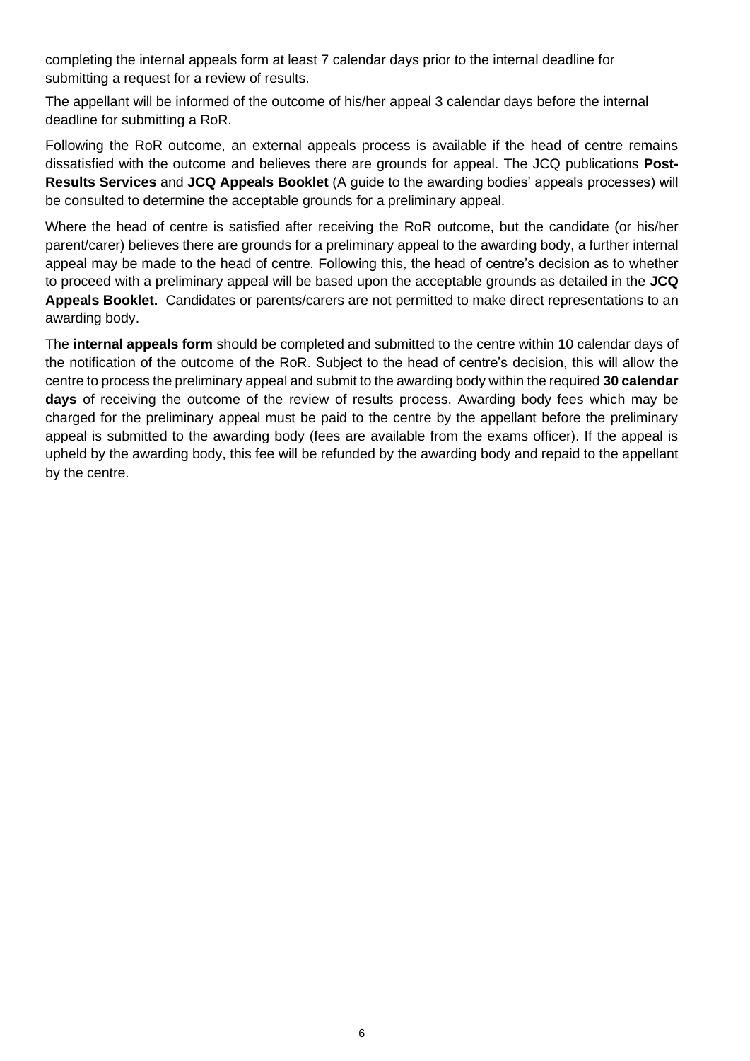completing the internal appeals form at least 7 calendar days prior to the internal deadline for submitting a request for a review of results.

The appellant will be informed of the outcome of his/her appeal 3 calendar days before the internal deadline for submitting a RoR.

Following the RoR outcome, an external appeals process is available if the head of centre remains dissatisfied with the outcome and believes there are grounds for appeal. The JCQ publications **Post-Results Services** and **JCQ Appeals Booklet** (A guide to the awarding bodies' appeals processes) will be consulted to determine the acceptable grounds for a preliminary appeal.

Where the head of centre is satisfied after receiving the RoR outcome, but the candidate (or his/her parent/carer) believes there are grounds for a preliminary appeal to the awarding body, a further internal appeal may be made to the head of centre. Following this, the head of centre's decision as to whether to proceed with a preliminary appeal will be based upon the acceptable grounds as detailed in the **JCQ Appeals Booklet.** Candidates or parents/carers are not permitted to make direct representations to an awarding body.

The **internal appeals form** should be completed and submitted to the centre within 10 calendar days of the notification of the outcome of the RoR. Subject to the head of centre's decision, this will allow the centre to process the preliminary appeal and submit to the awarding body within the required **30 calendar days** of receiving the outcome of the review of results process. Awarding body fees which may be charged for the preliminary appeal must be paid to the centre by the appellant before the preliminary appeal is submitted to the awarding body (fees are available from the exams officer). If the appeal is upheld by the awarding body, this fee will be refunded by the awarding body and repaid to the appellant by the centre.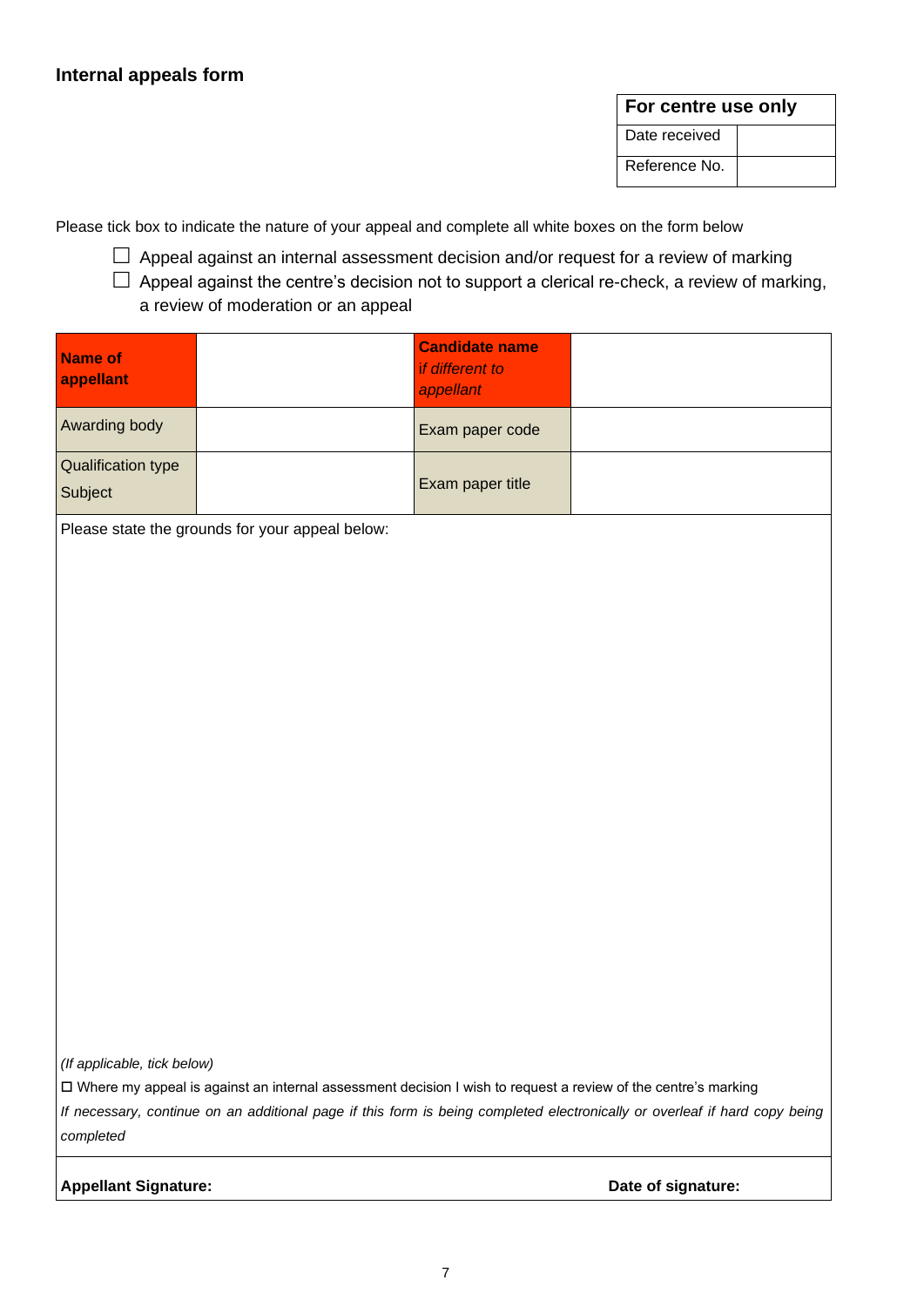## Internal appeals form

| For centre use only | |
|---|---|
| Date received | |
| Reference No. | |

Please tick box to indicate the nature of your appeal and complete all white boxes on the form below

☐ Appeal against an internal assessment decision and/or request for a review of marking

☐ Appeal against the centre's decision not to support a clerical re-check, a review of marking, a review of moderation or an appeal

| **Name of appellant** | | **Candidate name** *if different to appellant* | |
|---|---|---|---|
| Awarding body | | Exam paper code | |
| Qualification type Subject | | Exam paper title | |

Please state the grounds for your appeal below:

*(If applicable, tick below)*

☐ Where my appeal is against an internal assessment decision I wish to request a review of the centre's marking

*If necessary, continue on an additional page if this form is being completed electronically or overleaf if hard copy being completed*

**Appellant Signature:** **Date of signature:**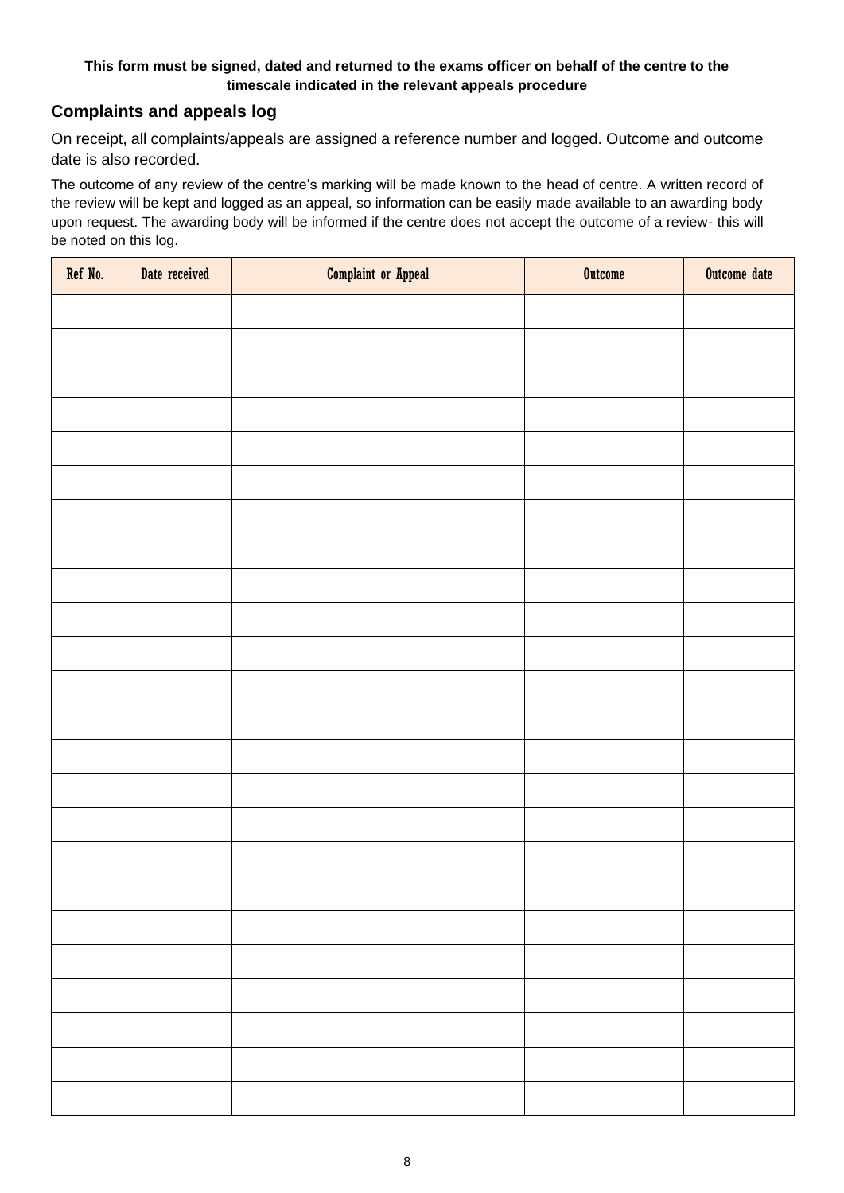**This form must be signed, dated and returned to the exams officer on behalf of the centre to the timescale indicated in the relevant appeals procedure**

## Complaints and appeals log

On receipt, all complaints/appeals are assigned a reference number and logged. Outcome and outcome date is also recorded.

The outcome of any review of the centre's marking will be made known to the head of centre. A written record of the review will be kept and logged as an appeal, so information can be easily made available to an awarding body upon request. The awarding body will be informed if the centre does not accept the outcome of a review- this will be noted on this log.

| Ref No. | Date received | Complaint or Appeal | Outcome | Outcome date |
|---|---|---|---|---|
| | | | | |
| | | | | |
| | | | | |
| | | | | |
| | | | | |
| | | | | |
| | | | | |
| | | | | |
| | | | | |
| | | | | |
| | | | | |
| | | | | |
| | | | | |
| | | | | |
| | | | | |
| | | | | |
| | | | | |
| | | | | |
| | | | | |
| | | | | |
| | | | | |
| | | | | |
| | | | | |
| | | | | |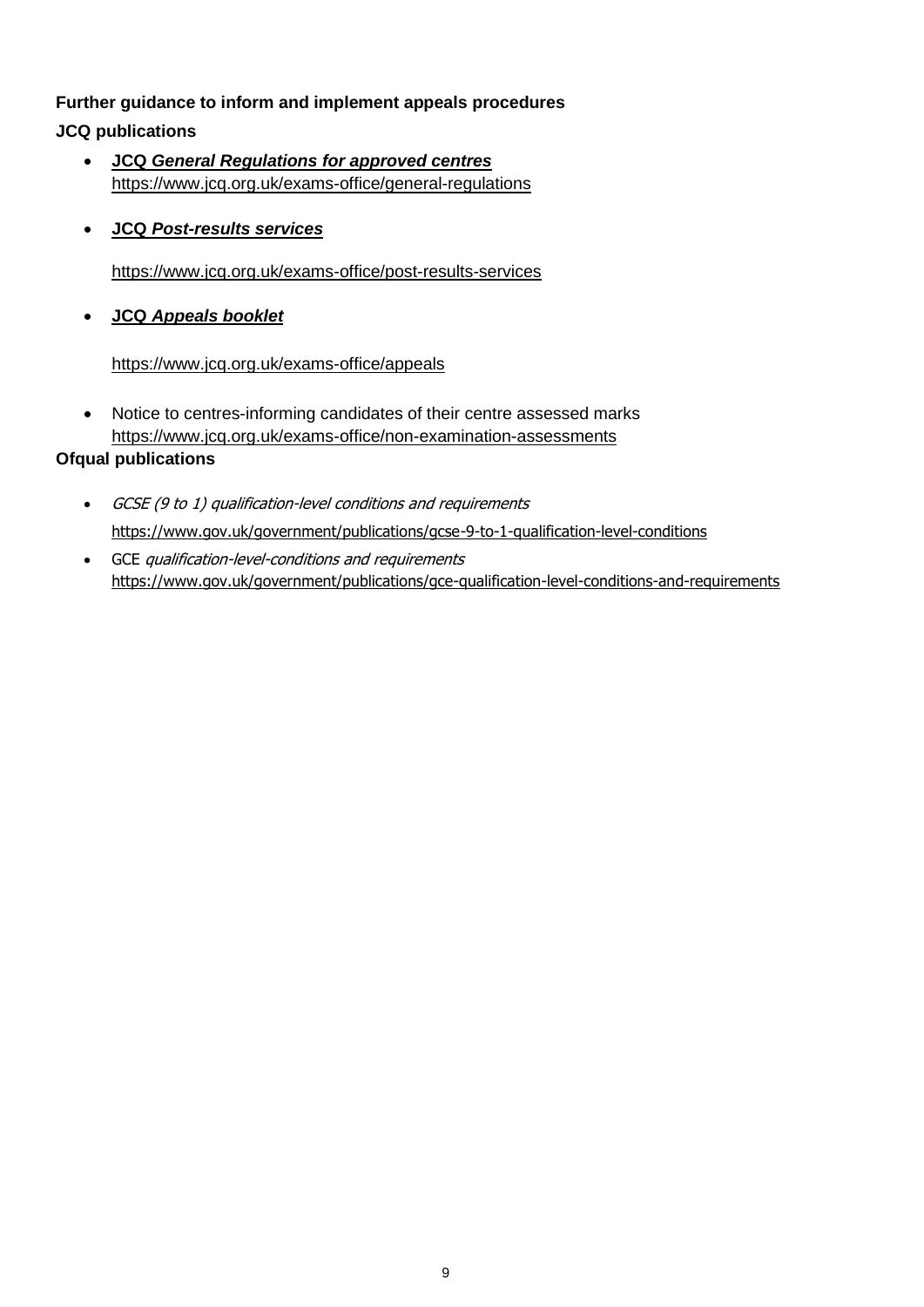**Further guidance to inform and implement appeals procedures**

**JCQ publications**

- ***JCQ General Regulations for approved centres***
  https://www.jcq.org.uk/exams-office/general-regulations

- ***JCQ Post-results services***

  https://www.jcq.org.uk/exams-office/post-results-services

- ***JCQ Appeals booklet***

  https://www.jcq.org.uk/exams-office/appeals

- Notice to centres-informing candidates of their centre assessed marks
  https://www.jcq.org.uk/exams-office/non-examination-assessments

**Ofqual publications**

- *GCSE (9 to 1) qualification-level conditions and requirements*
  https://www.gov.uk/government/publications/gcse-9-to-1-qualification-level-conditions
- GCE *qualification-level-conditions and requirements*
  https://www.gov.uk/government/publications/gce-qualification-level-conditions-and-requirements